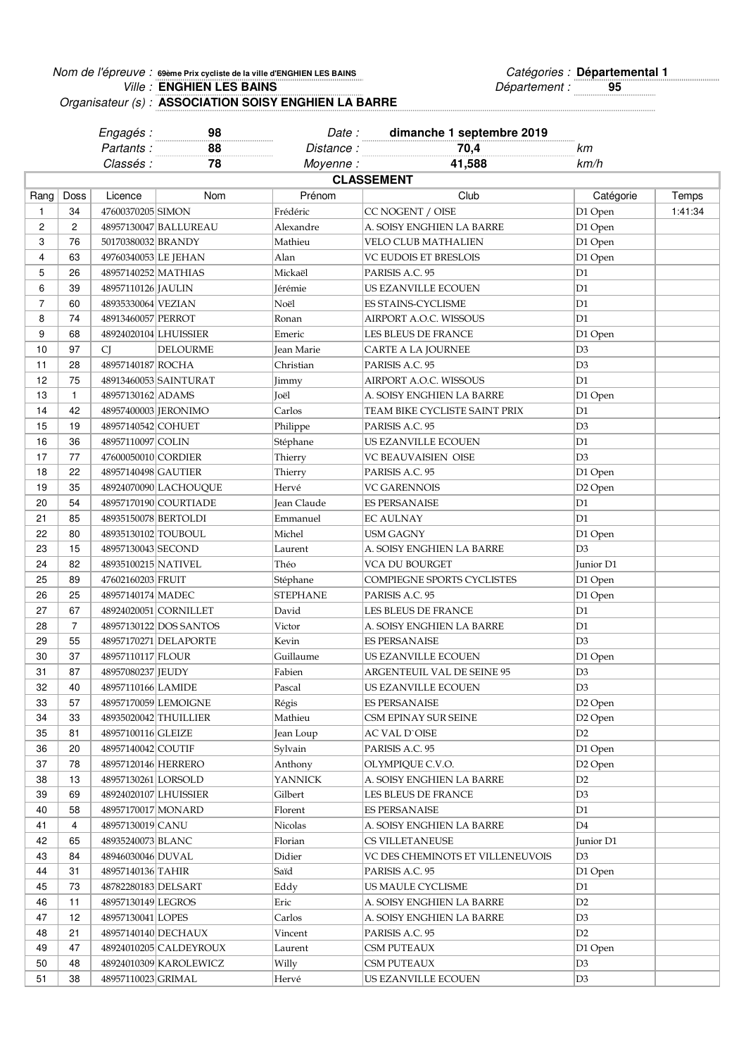*Nom de l'épreuve :* **69ème Prix cycliste de la ville d'ENGHIEN LES BAINS**
*Ville :* **ENGHIEN LES BAINS**
*Organisateur (s) :* **ASSOCIATION SOISY ENGHIEN LA BARRE**

*Catégories :* **Départemental 1**
*Département :* **95**

| | | | | |
|---|---|---|---|---|
| *Engagés :* | **98** | *Date :* | **dimanche 1 septembre 2019** | |
| *Partants :* | **88** | *Distance :* | **70,4** | *km* |
| *Classés :* | **78** | *Moyenne :* | **41,588** | *km/h* |

## CLASSEMENT

| Rang | Doss | Licence | Nom | Prénom | Club | Catégorie | Temps |
|---|---|---|---|---|---|---|---|
| 1 | 34 | 47600370205 | SIMON | Frédéric | CC NOGENT / OISE | D1 Open | 1:41:34 |
| 2 | 2 | 48957130047 | BALLUREAU | Alexandre | A. SOISY ENGHIEN LA BARRE | D1 Open | |
| 3 | 76 | 50170380032 | BRANDY | Mathieu | VELO CLUB MATHALIEN | D1 Open | |
| 4 | 63 | 49760340053 | LE JEHAN | Alan | VC EUDOIS ET BRESLOIS | D1 Open | |
| 5 | 26 | 48957140252 | MATHIAS | Mickaël | PARISIS A.C. 95 | D1 | |
| 6 | 39 | 48957110126 | JAULIN | Jérémie | US EZANVILLE ECOUEN | D1 | |
| 7 | 60 | 48935330064 | VEZIAN | Noël | ES STAINS-CYCLISME | D1 | |
| 8 | 74 | 48913460057 | PERROT | Ronan | AIRPORT A.O.C. WISSOUS | D1 | |
| 9 | 68 | 48924020104 | LHUISSIER | Emeric | LES BLEUS DE FRANCE | D1 Open | |
| 10 | 97 | CJ | DELOURME | Jean Marie | CARTE A LA JOURNEE | D3 | |
| 11 | 28 | 48957140187 | ROCHA | Christian | PARISIS A.C. 95 | D3 | |
| 12 | 75 | 48913460053 | SAINTURAT | Jimmy | AIRPORT A.O.C. WISSOUS | D1 | |
| 13 | 1 | 48957130162 | ADAMS | Joël | A. SOISY ENGHIEN LA BARRE | D1 Open | |
| 14 | 42 | 48957400003 | JERONIMO | Carlos | TEAM BIKE CYCLISTE SAINT PRIX | D1 | |
| 15 | 19 | 48957140542 | COHUET | Philippe | PARISIS A.C. 95 | D3 | |
| 16 | 36 | 48957110097 | COLIN | Stéphane | US EZANVILLE ECOUEN | D1 | |
| 17 | 77 | 47600050010 | CORDIER | Thierry | VC BEAUVAISIEN OISE | D3 | |
| 18 | 22 | 48957140498 | GAUTIER | Thierry | PARISIS A.C. 95 | D1 Open | |
| 19 | 35 | 48924070090 | LACHOUQUE | Hervé | VC GARENNOIS | D2 Open | |
| 20 | 54 | 48957170190 | COURTIADE | Jean Claude | ES PERSANAISE | D1 | |
| 21 | 85 | 48935150078 | BERTOLDI | Emmanuel | EC AULNAY | D1 | |
| 22 | 80 | 48935130102 | TOUBOUL | Michel | USM GAGNY | D1 Open | |
| 23 | 15 | 48957130043 | SECOND | Laurent | A. SOISY ENGHIEN LA BARRE | D3 | |
| 24 | 82 | 48935100215 | NATIVEL | Théo | VCA DU BOURGET | Junior D1 | |
| 25 | 89 | 47602160203 | FRUIT | Stéphane | COMPIEGNE SPORTS CYCLISTES | D1 Open | |
| 26 | 25 | 48957140174 | MADEC | STEPHANE | PARISIS A.C. 95 | D1 Open | |
| 27 | 67 | 48924020051 | CORNILLET | David | LES BLEUS DE FRANCE | D1 | |
| 28 | 7 | 48957130122 | DOS SANTOS | Victor | A. SOISY ENGHIEN LA BARRE | D1 | |
| 29 | 55 | 48957170271 | DELAPORTE | Kevin | ES PERSANAISE | D3 | |
| 30 | 37 | 48957110117 | FLOUR | Guillaume | US EZANVILLE ECOUEN | D1 Open | |
| 31 | 87 | 48957080237 | JEUDY | Fabien | ARGENTEUIL VAL DE SEINE 95 | D3 | |
| 32 | 40 | 48957110166 | LAMIDE | Pascal | US EZANVILLE ECOUEN | D3 | |
| 33 | 57 | 48957170059 | LEMOIGNE | Régis | ES PERSANAISE | D2 Open | |
| 34 | 33 | 48935020042 | THUILLIER | Mathieu | CSM EPINAY SUR SEINE | D2 Open | |
| 35 | 81 | 48957100116 | GLEIZE | Jean Loup | AC VAL D`OISE | D2 | |
| 36 | 20 | 48957140042 | COUTIF | Sylvain | PARISIS A.C. 95 | D1 Open | |
| 37 | 78 | 48957120146 | HERRERO | Anthony | OLYMPIQUE C.V.O. | D2 Open | |
| 38 | 13 | 48957130261 | LORSOLD | YANNICK | A. SOISY ENGHIEN LA BARRE | D2 | |
| 39 | 69 | 48924020107 | LHUISSIER | Gilbert | LES BLEUS DE FRANCE | D3 | |
| 40 | 58 | 48957170017 | MONARD | Florent | ES PERSANAISE | D1 | |
| 41 | 4 | 48957130019 | CANU | Nicolas | A. SOISY ENGHIEN LA BARRE | D4 | |
| 42 | 65 | 48935240073 | BLANC | Florian | CS VILLETANEUSE | Junior D1 | |
| 43 | 84 | 48946030046 | DUVAL | Didier | VC DES CHEMINOTS ET VILLENEUVOIS | D3 | |
| 44 | 31 | 48957140136 | TAHIR | Saïd | PARISIS A.C. 95 | D1 Open | |
| 45 | 73 | 48782280183 | DELSART | Eddy | US MAULE CYCLISME | D1 | |
| 46 | 11 | 48957130149 | LEGROS | Eric | A. SOISY ENGHIEN LA BARRE | D2 | |
| 47 | 12 | 48957130041 | LOPES | Carlos | A. SOISY ENGHIEN LA BARRE | D3 | |
| 48 | 21 | 48957140140 | DECHAUX | Vincent | PARISIS A.C. 95 | D2 | |
| 49 | 47 | 48924010205 | CALDEYROUX | Laurent | CSM PUTEAUX | D1 Open | |
| 50 | 48 | 48924010309 | KAROLEWICZ | Willy | CSM PUTEAUX | D3 | |
| 51 | 38 | 48957110023 | GRIMAL | Hervé | US EZANVILLE ECOUEN | D3 | |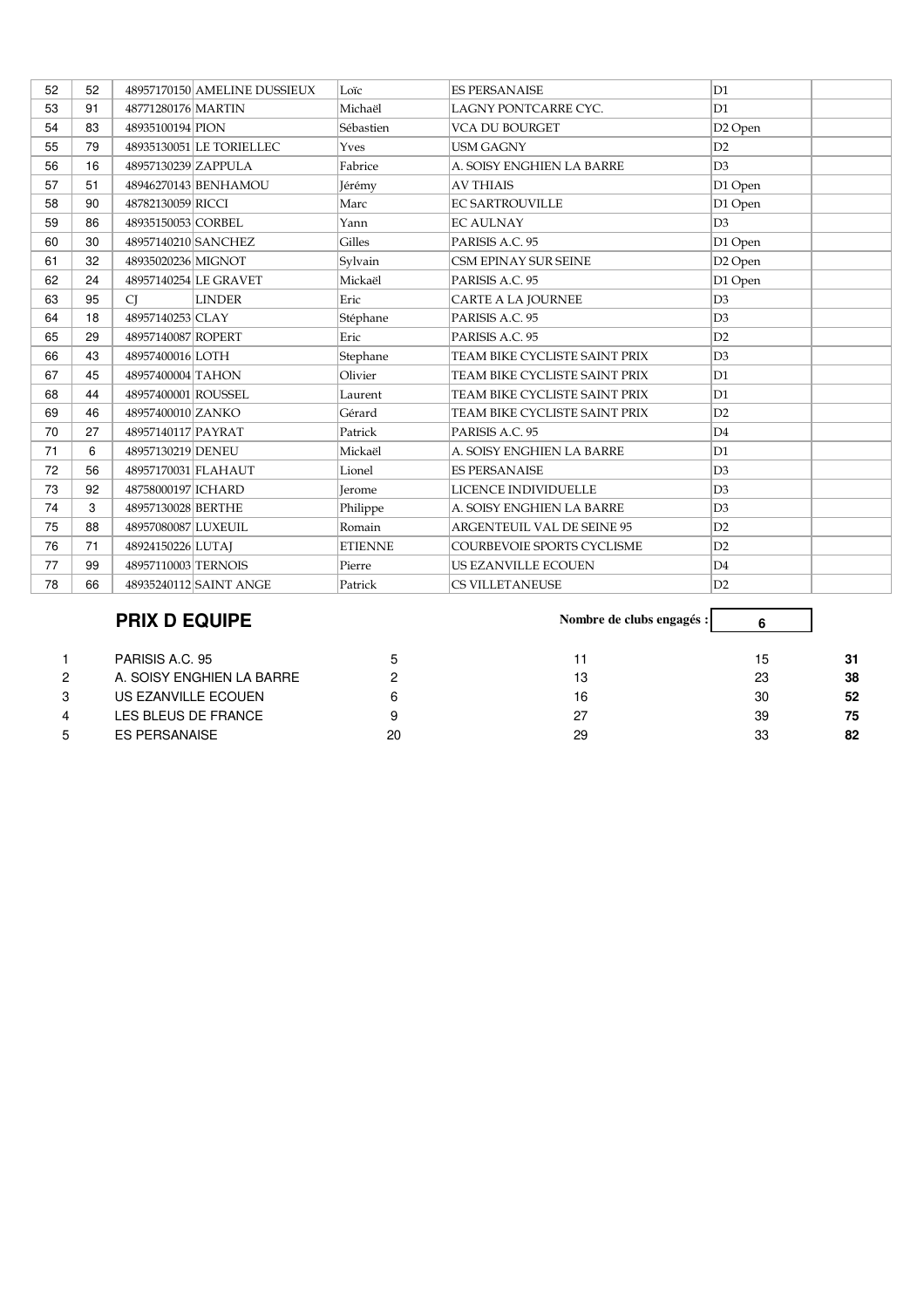| | | | | | | | |
|---|---|---|---|---|---|---|---|
| 52 | 52 | 48957170150 | AMELINE DUSSIEUX | Loïc | ES PERSANAISE | D1 | |
| 53 | 91 | 48771280176 | MARTIN | Michaël | LAGNY PONTCARRE CYC. | D1 | |
| 54 | 83 | 48935100194 | PION | Sébastien | VCA DU BOURGET | D2 Open | |
| 55 | 79 | 48935130051 | LE TORIELLEC | Yves | USM GAGNY | D2 | |
| 56 | 16 | 48957130239 | ZAPPULA | Fabrice | A. SOISY ENGHIEN LA BARRE | D3 | |
| 57 | 51 | 48946270143 | BENHAMOU | Jérémy | AV THIAIS | D1 Open | |
| 58 | 90 | 48782130059 | RICCI | Marc | EC SARTROUVILLE | D1 Open | |
| 59 | 86 | 48935150053 | CORBEL | Yann | EC AULNAY | D3 | |
| 60 | 30 | 48957140210 | SANCHEZ | Gilles | PARISIS A.C. 95 | D1 Open | |
| 61 | 32 | 48935020236 | MIGNOT | Sylvain | CSM EPINAY SUR SEINE | D2 Open | |
| 62 | 24 | 48957140254 | LE GRAVET | Mickaël | PARISIS A.C. 95 | D1 Open | |
| 63 | 95 | CJ | LINDER | Eric | CARTE A LA JOURNEE | D3 | |
| 64 | 18 | 48957140253 | CLAY | Stéphane | PARISIS A.C. 95 | D3 | |
| 65 | 29 | 48957140087 | ROPERT | Eric | PARISIS A.C. 95 | D2 | |
| 66 | 43 | 48957400016 | LOTH | Stephane | TEAM BIKE CYCLISTE SAINT PRIX | D3 | |
| 67 | 45 | 48957400004 | TAHON | Olivier | TEAM BIKE CYCLISTE SAINT PRIX | D1 | |
| 68 | 44 | 48957400001 | ROUSSEL | Laurent | TEAM BIKE CYCLISTE SAINT PRIX | D1 | |
| 69 | 46 | 48957400010 | ZANKO | Gérard | TEAM BIKE CYCLISTE SAINT PRIX | D2 | |
| 70 | 27 | 48957140117 | PAYRAT | Patrick | PARISIS A.C. 95 | D4 | |
| 71 | 6 | 48957130219 | DENEU | Mickaël | A. SOISY ENGHIEN LA BARRE | D1 | |
| 72 | 56 | 48957170031 | FLAHAUT | Lionel | ES PERSANAISE | D3 | |
| 73 | 92 | 48758000197 | ICHARD | Jerome | LICENCE INDIVIDUELLE | D3 | |
| 74 | 3 | 48957130028 | BERTHE | Philippe | A. SOISY ENGHIEN LA BARRE | D3 | |
| 75 | 88 | 48957080087 | LUXEUIL | Romain | ARGENTEUIL VAL DE SEINE 95 | D2 | |
| 76 | 71 | 48924150226 | LUTAJ | ETIENNE | COURBEVOIE SPORTS CYCLISME | D2 | |
| 77 | 99 | 48957110003 | TERNOIS | Pierre | US EZANVILLE ECOUEN | D4 | |
| 78 | 66 | 48935240112 | SAINT ANGE | Patrick | CS VILLETANEUSE | D2 | |

## PRIX D EQUIPE

**Nombre de clubs engagés :** 6

| | | | | | |
|---|---|---|---|---|---|
| 1 | PARISIS A.C. 95 | 5 | 11 | 15 | **31** |
| 2 | A. SOISY ENGHIEN LA BARRE | 2 | 13 | 23 | **38** |
| 3 | US EZANVILLE ECOUEN | 6 | 16 | 30 | **52** |
| 4 | LES BLEUS DE FRANCE | 9 | 27 | 39 | **75** |
| 5 | ES PERSANAISE | 20 | 29 | 33 | **82** |